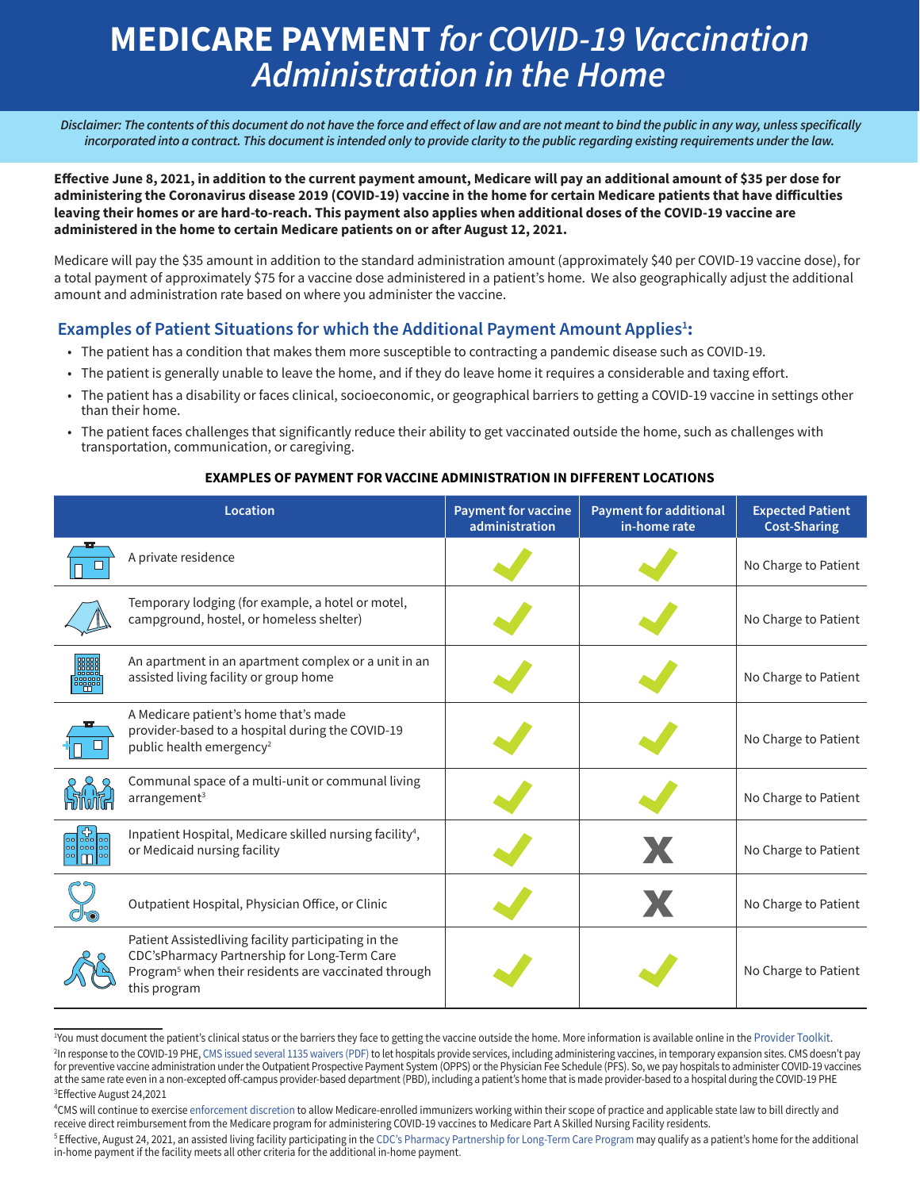# MEDICARE PAYMENT *for COVID-19 Vaccination Administration in the Home*

*Disclaimer: The contents of this document do not have the force and effect of law and are not meant to bind the public in any way, unless specifically incorporated into a contract. This document is intended only to provide clarity to the public regarding existing requirements under the law.*

**Effective June 8, 2021, in addition to the current payment amount, Medicare will pay an additional amount of $35 per dose for administering the Coronavirus disease 2019 (COVID-19) vaccine in the home for certain Medicare patients that have difficulties leaving their homes or are hard-to-reach. This payment also applies when additional doses of the COVID-19 vaccine are administered in the home to certain Medicare patients on or after August 12, 2021.**

Medicare will pay the $35 amount in addition to the standard administration amount (approximately $40 per COVID-19 vaccine dose), for a total payment of approximately $75 for a vaccine dose administered in a patient's home. We also geographically adjust the additional amount and administration rate based on where you administer the vaccine.

## Examples of Patient Situations for which the Additional Payment Amount Applies[1]:

- The patient has a condition that makes them more susceptible to contracting a pandemic disease such as COVID-19.
- The patient is generally unable to leave the home, and if they do leave home it requires a considerable and taxing effort.
- The patient has a disability or faces clinical, socioeconomic, or geographical barriers to getting a COVID-19 vaccine in settings other than their home.
- The patient faces challenges that significantly reduce their ability to get vaccinated outside the home, such as challenges with transportation, communication, or caregiving.

**EXAMPLES OF PAYMENT FOR VACCINE ADMINISTRATION IN DIFFERENT LOCATIONS**

| Location | Payment for vaccine administration | Payment for additional in-home rate | Expected Patient Cost-Sharing |
|---|---|---|---|
| A private residence | ✓ | ✓ | No Charge to Patient |
| Temporary lodging (for example, a hotel or motel, campground, hostel, or homeless shelter) | ✓ | ✓ | No Charge to Patient |
| An apartment in an apartment complex or a unit in an assisted living facility or group home | ✓ | ✓ | No Charge to Patient |
| A Medicare patient's home that's made provider-based to a hospital during the COVID-19 public health emergency[2] | ✓ | ✓ | No Charge to Patient |
| Communal space of a multi-unit or communal living arrangement[3] | ✓ | ✓ | No Charge to Patient |
| Inpatient Hospital, Medicare skilled nursing facility[4], or Medicaid nursing facility | ✓ | X | No Charge to Patient |
| Outpatient Hospital, Physician Office, or Clinic | ✓ | X | No Charge to Patient |
| Patient Assistedliving facility participating in the CDC'sPharmacy Partnership for Long-Term Care Program[5] when their residents are vaccinated through this program | ✓ | ✓ | No Charge to Patient |

[1]You must document the patient's clinical status or the barriers they face to getting the vaccine outside the home. More information is available online in the Provider Toolkit.

[2]In response to the COVID-19 PHE, CMS issued several 1135 waivers (PDF) to let hospitals provide services, including administering vaccines, in temporary expansion sites. CMS doesn't pay for preventive vaccine administration under the Outpatient Prospective Payment System (OPPS) or the Physician Fee Schedule (PFS). So, we pay hospitals to administer COVID-19 vaccines at the same rate even in a non-excepted off-campus provider-based department (PBD), including a patient's home that is made provider-based to a hospital during the COVID-19 PHE

[3]Effective August 24,2021

[4]CMS will continue to exercise enforcement discretion to allow Medicare-enrolled immunizers working within their scope of practice and applicable state law to bill directly and receive direct reimbursement from the Medicare program for administering COVID-19 vaccines to Medicare Part A Skilled Nursing Facility residents.

[5]Effective, August 24, 2021, an assisted living facility participating in the CDC's Pharmacy Partnership for Long-Term Care Program may qualify as a patient's home for the additional in-home payment if the facility meets all other criteria for the additional in-home payment.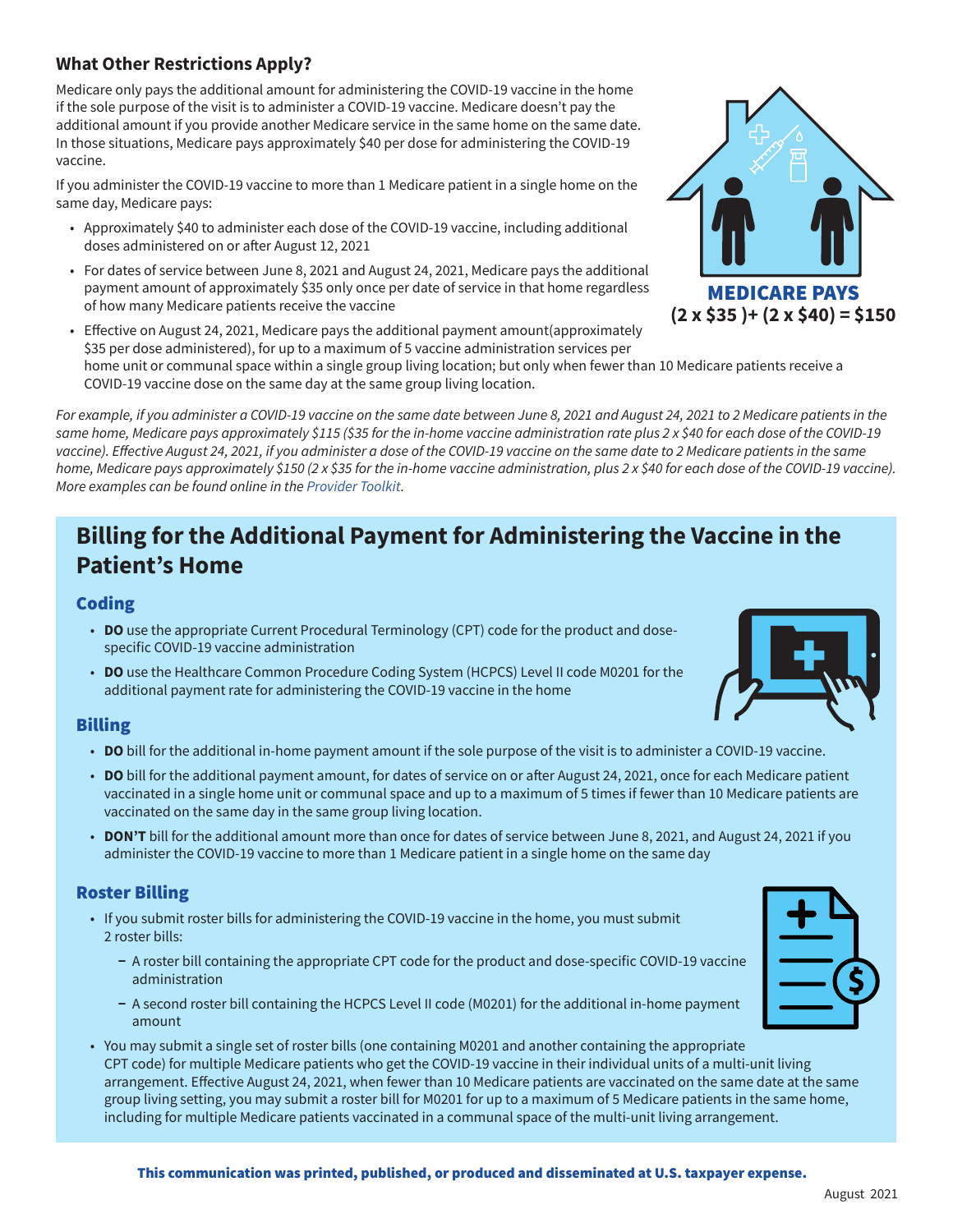## What Other Restrictions Apply?

Medicare only pays the additional amount for administering the COVID-19 vaccine in the home if the sole purpose of the visit is to administer a COVID-19 vaccine. Medicare doesn't pay the additional amount if you provide another Medicare service in the same home on the same date. In those situations, Medicare pays approximately $40 per dose for administering the COVID-19 vaccine.

If you administer the COVID-19 vaccine to more than 1 Medicare patient in a single home on the same day, Medicare pays:

- Approximately $40 to administer each dose of the COVID-19 vaccine, including additional doses administered on or after August 12, 2021
- For dates of service between June 8, 2021 and August 24, 2021, Medicare pays the additional payment amount of approximately $35 only once per date of service in that home regardless of how many Medicare patients receive the vaccine
- Effective on August 24, 2021, Medicare pays the additional payment amount(approximately $35 per dose administered), for up to a maximum of 5 vaccine administration services per home unit or communal space within a single group living location; but only when fewer than 10 Medicare patients receive a COVID-19 vaccine dose on the same day at the same group living location.

**MEDICARE PAYS**
**(2 x $35 )+ (2 x $40) = $150**

*For example, if you administer a COVID-19 vaccine on the same date between June 8, 2021 and August 24, 2021 to 2 Medicare patients in the same home, Medicare pays approximately $115 ($35 for the in-home vaccine administration rate plus 2 x $40 for each dose of the COVID-19 vaccine). Effective August 24, 2021, if you administer a dose of the COVID-19 vaccine on the same date to 2 Medicare patients in the same home, Medicare pays approximately $150 (2 x $35 for the in-home vaccine administration, plus 2 x $40 for each dose of the COVID-19 vaccine). More examples can be found online in the Provider Toolkit.*

## Billing for the Additional Payment for Administering the Vaccine in the Patient's Home

### Coding

- **DO** use the appropriate Current Procedural Terminology (CPT) code for the product and dose-specific COVID-19 vaccine administration
- **DO** use the Healthcare Common Procedure Coding System (HCPCS) Level II code M0201 for the additional payment rate for administering the COVID-19 vaccine in the home

### Billing

- **DO** bill for the additional in-home payment amount if the sole purpose of the visit is to administer a COVID-19 vaccine.
- **DO** bill for the additional payment amount, for dates of service on or after August 24, 2021, once for each Medicare patient vaccinated in a single home unit or communal space and up to a maximum of 5 times if fewer than 10 Medicare patients are vaccinated on the same day in the same group living location.
- **DON'T** bill for the additional amount more than once for dates of service between June 8, 2021, and August 24, 2021 if you administer the COVID-19 vaccine to more than 1 Medicare patient in a single home on the same day

### Roster Billing

- If you submit roster bills for administering the COVID-19 vaccine in the home, you must submit 2 roster bills:
  - A roster bill containing the appropriate CPT code for the product and dose-specific COVID-19 vaccine administration
  - A second roster bill containing the HCPCS Level II code (M0201) for the additional in-home payment amount
- You may submit a single set of roster bills (one containing M0201 and another containing the appropriate CPT code) for multiple Medicare patients who get the COVID-19 vaccine in their individual units of a multi-unit living arrangement. Effective August 24, 2021, when fewer than 10 Medicare patients are vaccinated on the same date at the same group living setting, you may submit a roster bill for M0201 for up to a maximum of 5 Medicare patients in the same home, including for multiple Medicare patients vaccinated in a communal space of the multi-unit living arrangement.

**This communication was printed, published, or produced and disseminated at U.S. taxpayer expense.**

August 2021